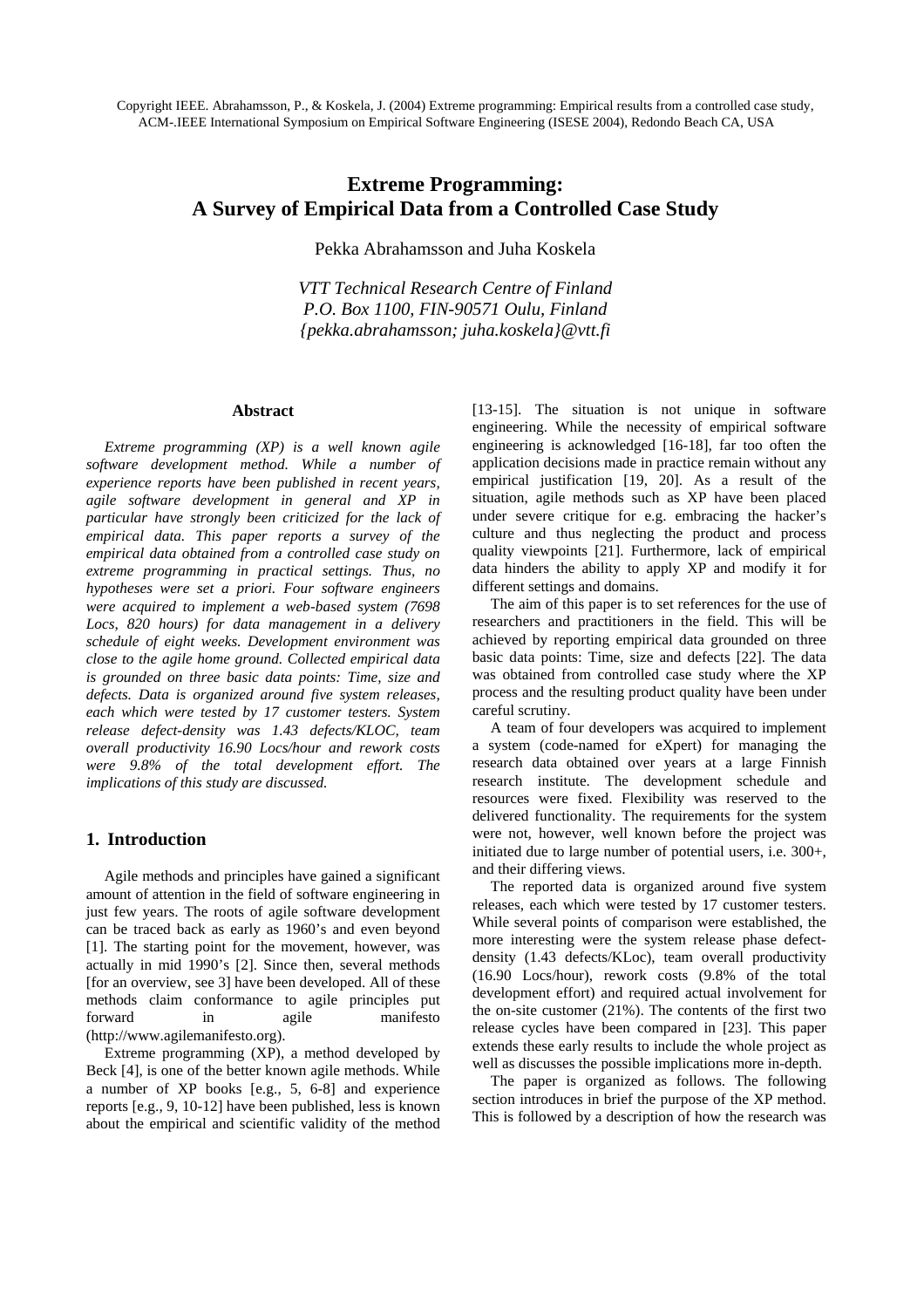Copyright IEEE. Abrahamsson, P., & Koskela, J. (2004) Extreme programming: Empirical results from a controlled case study, ACM-.IEEE International Symposium on Empirical Software Engineering (ISESE 2004), Redondo Beach CA, USA

# Extreme Programming: A Survey of Empirical Data from a Controlled Case Study

Pekka Abrahamsson and Juha Koskela

*VTT Technical Research Centre of Finland*
*P.O. Box 1100, FIN-90571 Oulu, Finland*
*{pekka.abrahamsson; juha.koskela}@vtt.fi*

### Abstract

*Extreme programming (XP) is a well known agile software development method. While a number of experience reports have been published in recent years, agile software development in general and XP in particular have strongly been criticized for the lack of empirical data. This paper reports a survey of the empirical data obtained from a controlled case study on extreme programming in practical settings. Thus, no hypotheses were set a priori. Four software engineers were acquired to implement a web-based system (7698 Locs, 820 hours) for data management in a delivery schedule of eight weeks. Development environment was close to the agile home ground. Collected empirical data is grounded on three basic data points: Time, size and defects. Data is organized around five system releases, each which were tested by 17 customer testers. System release defect-density was 1.43 defects/KLOC, team overall productivity 16.90 Locs/hour and rework costs were 9.8% of the total development effort. The implications of this study are discussed.*

## 1. Introduction

Agile methods and principles have gained a significant amount of attention in the field of software engineering in just few years. The roots of agile software development can be traced back as early as 1960's and even beyond [1]. The starting point for the movement, however, was actually in mid 1990's [2]. Since then, several methods [for an overview, see 3] have been developed. All of these methods claim conformance to agile principles put forward in agile manifesto (http://www.agilemanifesto.org).

Extreme programming (XP), a method developed by Beck [4], is one of the better known agile methods. While a number of XP books [e.g., 5, 6-8] and experience reports [e.g., 9, 10-12] have been published, less is known about the empirical and scientific validity of the method [13-15]. The situation is not unique in software engineering. While the necessity of empirical software engineering is acknowledged [16-18], far too often the application decisions made in practice remain without any empirical justification [19, 20]. As a result of the situation, agile methods such as XP have been placed under severe critique for e.g. embracing the hacker's culture and thus neglecting the product and process quality viewpoints [21]. Furthermore, lack of empirical data hinders the ability to apply XP and modify it for different settings and domains.

The aim of this paper is to set references for the use of researchers and practitioners in the field. This will be achieved by reporting empirical data grounded on three basic data points: Time, size and defects [22]. The data was obtained from controlled case study where the XP process and the resulting product quality have been under careful scrutiny.

A team of four developers was acquired to implement a system (code-named for eXpert) for managing the research data obtained over years at a large Finnish research institute. The development schedule and resources were fixed. Flexibility was reserved to the delivered functionality. The requirements for the system were not, however, well known before the project was initiated due to large number of potential users, i.e. 300+, and their differing views.

The reported data is organized around five system releases, each which were tested by 17 customer testers. While several points of comparison were established, the more interesting were the system release phase defect-density (1.43 defects/KLoc), team overall productivity (16.90 Locs/hour), rework costs (9.8% of the total development effort) and required actual involvement for the on-site customer (21%). The contents of the first two release cycles have been compared in [23]. This paper extends these early results to include the whole project as well as discusses the possible implications more in-depth.

The paper is organized as follows. The following section introduces in brief the purpose of the XP method. This is followed by a description of how the research was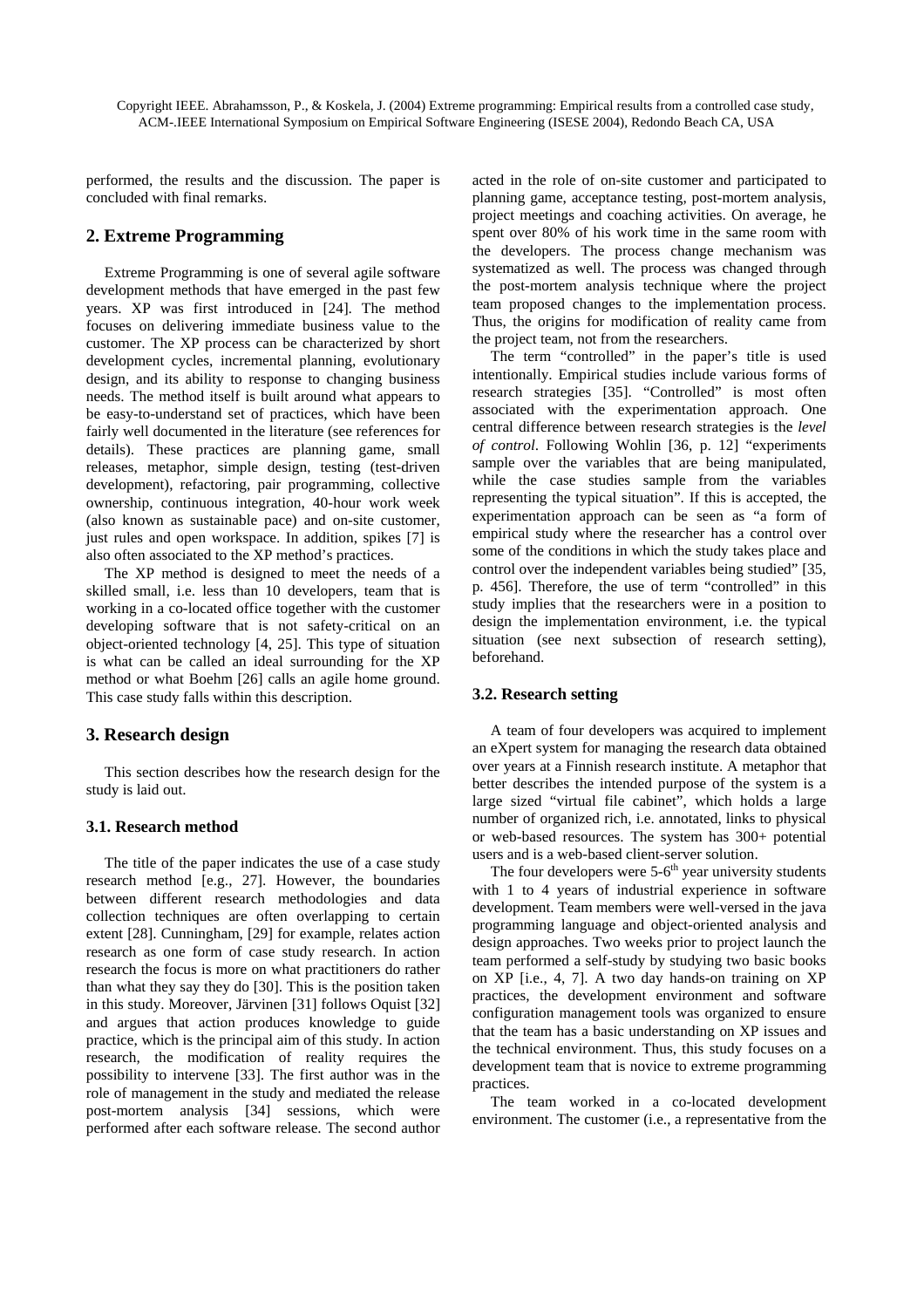performed, the results and the discussion. The paper is concluded with final remarks.

## 2. Extreme Programming

Extreme Programming is one of several agile software development methods that have emerged in the past few years. XP was first introduced in [24]. The method focuses on delivering immediate business value to the customer. The XP process can be characterized by short development cycles, incremental planning, evolutionary design, and its ability to response to changing business needs. The method itself is built around what appears to be easy-to-understand set of practices, which have been fairly well documented in the literature (see references for details). These practices are planning game, small releases, metaphor, simple design, testing (test-driven development), refactoring, pair programming, collective ownership, continuous integration, 40-hour work week (also known as sustainable pace) and on-site customer, just rules and open workspace. In addition, spikes [7] is also often associated to the XP method's practices.

The XP method is designed to meet the needs of a skilled small, i.e. less than 10 developers, team that is working in a co-located office together with the customer developing software that is not safety-critical on an object-oriented technology [4, 25]. This type of situation is what can be called an ideal surrounding for the XP method or what Boehm [26] calls an agile home ground. This case study falls within this description.

## 3. Research design

This section describes how the research design for the study is laid out.

### 3.1. Research method

The title of the paper indicates the use of a case study research method [e.g., 27]. However, the boundaries between different research methodologies and data collection techniques are often overlapping to certain extent [28]. Cunningham, [29] for example, relates action research as one form of case study research. In action research the focus is more on what practitioners do rather than what they say they do [30]. This is the position taken in this study. Moreover, Järvinen [31] follows Oquist [32] and argues that action produces knowledge to guide practice, which is the principal aim of this study. In action research, the modification of reality requires the possibility to intervene [33]. The first author was in the role of management in the study and mediated the release post-mortem analysis [34] sessions, which were performed after each software release. The second author acted in the role of on-site customer and participated to planning game, acceptance testing, post-mortem analysis, project meetings and coaching activities. On average, he spent over 80% of his work time in the same room with the developers. The process change mechanism was systematized as well. The process was changed through the post-mortem analysis technique where the project team proposed changes to the implementation process. Thus, the origins for modification of reality came from the project team, not from the researchers.

The term "controlled" in the paper's title is used intentionally. Empirical studies include various forms of research strategies [35]. "Controlled" is most often associated with the experimentation approach. One central difference between research strategies is the *level of control*. Following Wohlin [36, p. 12] "experiments sample over the variables that are being manipulated, while the case studies sample from the variables representing the typical situation". If this is accepted, the experimentation approach can be seen as "a form of empirical study where the researcher has a control over some of the conditions in which the study takes place and control over the independent variables being studied" [35, p. 456]. Therefore, the use of term "controlled" in this study implies that the researchers were in a position to design the implementation environment, i.e. the typical situation (see next subsection of research setting), beforehand.

### 3.2. Research setting

A team of four developers was acquired to implement an eXpert system for managing the research data obtained over years at a Finnish research institute. A metaphor that better describes the intended purpose of the system is a large sized "virtual file cabinet", which holds a large number of organized rich, i.e. annotated, links to physical or web-based resources. The system has 300+ potential users and is a web-based client-server solution.

The four developers were 5-6th year university students with 1 to 4 years of industrial experience in software development. Team members were well-versed in the java programming language and object-oriented analysis and design approaches. Two weeks prior to project launch the team performed a self-study by studying two basic books on XP [i.e., 4, 7]. A two day hands-on training on XP practices, the development environment and software configuration management tools was organized to ensure that the team has a basic understanding on XP issues and the technical environment. Thus, this study focuses on a development team that is novice to extreme programming practices.

The team worked in a co-located development environment. The customer (i.e., a representative from the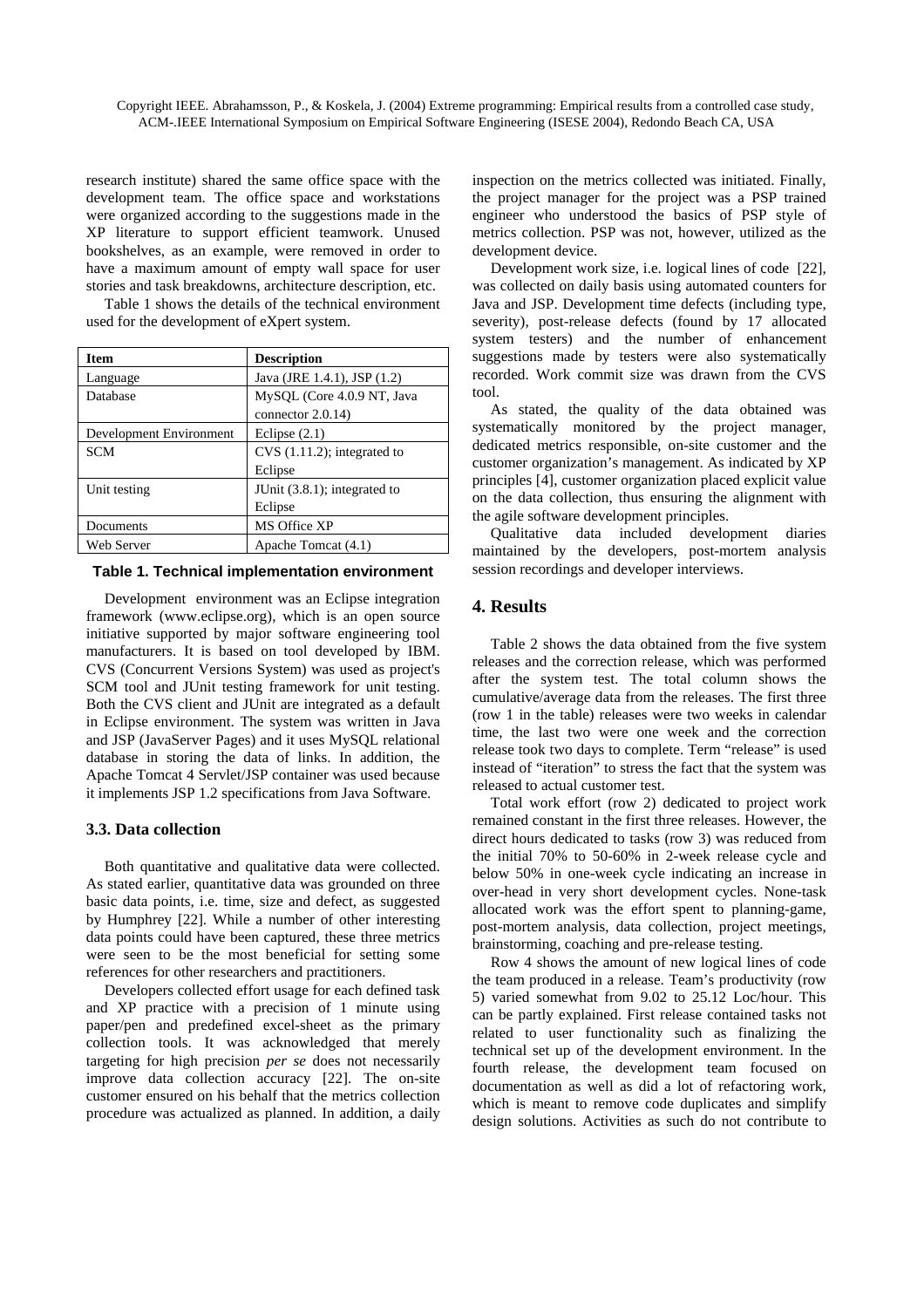research institute) shared the same office space with the development team. The office space and workstations were organized according to the suggestions made in the XP literature to support efficient teamwork. Unused bookshelves, as an example, were removed in order to have a maximum amount of empty wall space for user stories and task breakdowns, architecture description, etc.

Table 1 shows the details of the technical environment used for the development of eXpert system.

| Item | Description |
|---|---|
| Language | Java (JRE 1.4.1), JSP (1.2) |
| Database | MySQL (Core 4.0.9 NT, Java connector 2.0.14) |
| Development Environment | Eclipse (2.1) |
| SCM | CVS (1.11.2); integrated to Eclipse |
| Unit testing | JUnit (3.8.1); integrated to Eclipse |
| Documents | MS Office XP |
| Web Server | Apache Tomcat (4.1) |

**Table 1. Technical implementation environment**

Development environment was an Eclipse integration framework (www.eclipse.org), which is an open source initiative supported by major software engineering tool manufacturers. It is based on tool developed by IBM. CVS (Concurrent Versions System) was used as project's SCM tool and JUnit testing framework for unit testing. Both the CVS client and JUnit are integrated as a default in Eclipse environment. The system was written in Java and JSP (JavaServer Pages) and it uses MySQL relational database in storing the data of links. In addition, the Apache Tomcat 4 Servlet/JSP container was used because it implements JSP 1.2 specifications from Java Software.

### 3.3. Data collection

Both quantitative and qualitative data were collected. As stated earlier, quantitative data was grounded on three basic data points, i.e. time, size and defect, as suggested by Humphrey [22]. While a number of other interesting data points could have been captured, these three metrics were seen to be the most beneficial for setting some references for other researchers and practitioners.

Developers collected effort usage for each defined task and XP practice with a precision of 1 minute using paper/pen and predefined excel-sheet as the primary collection tools. It was acknowledged that merely targeting for high precision *per se* does not necessarily improve data collection accuracy [22]. The on-site customer ensured on his behalf that the metrics collection procedure was actualized as planned. In addition, a daily inspection on the metrics collected was initiated. Finally, the project manager for the project was a PSP trained engineer who understood the basics of PSP style of metrics collection. PSP was not, however, utilized as the development device.

Development work size, i.e. logical lines of code [22], was collected on daily basis using automated counters for Java and JSP. Development time defects (including type, severity), post-release defects (found by 17 allocated system testers) and the number of enhancement suggestions made by testers were also systematically recorded. Work commit size was drawn from the CVS tool.

As stated, the quality of the data obtained was systematically monitored by the project manager, dedicated metrics responsible, on-site customer and the customer organization's management. As indicated by XP principles [4], customer organization placed explicit value on the data collection, thus ensuring the alignment with the agile software development principles.

Qualitative data included development diaries maintained by the developers, post-mortem analysis session recordings and developer interviews.

## 4. Results

Table 2 shows the data obtained from the five system releases and the correction release, which was performed after the system test. The total column shows the cumulative/average data from the releases. The first three (row 1 in the table) releases were two weeks in calendar time, the last two were one week and the correction release took two days to complete. Term "release" is used instead of "iteration" to stress the fact that the system was released to actual customer test.

Total work effort (row 2) dedicated to project work remained constant in the first three releases. However, the direct hours dedicated to tasks (row 3) was reduced from the initial 70% to 50-60% in 2-week release cycle and below 50% in one-week cycle indicating an increase in over-head in very short development cycles. None-task allocated work was the effort spent to planning-game, post-mortem analysis, data collection, project meetings, brainstorming, coaching and pre-release testing.

Row 4 shows the amount of new logical lines of code the team produced in a release. Team's productivity (row 5) varied somewhat from 9.02 to 25.12 Loc/hour. This can be partly explained. First release contained tasks not related to user functionality such as finalizing the technical set up of the development environment. In the fourth release, the development team focused on documentation as well as did a lot of refactoring work, which is meant to remove code duplicates and simplify design solutions. Activities as such do not contribute to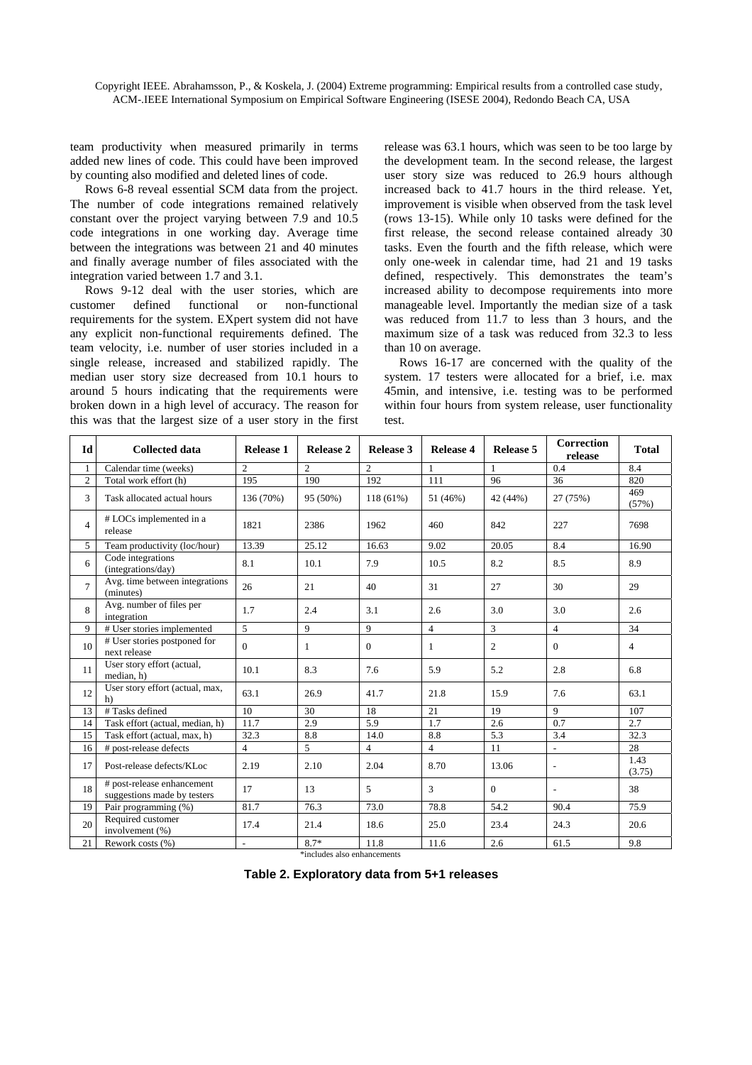team productivity when measured primarily in terms added new lines of code. This could have been improved by counting also modified and deleted lines of code.

Rows 6-8 reveal essential SCM data from the project. The number of code integrations remained relatively constant over the project varying between 7.9 and 10.5 code integrations in one working day. Average time between the integrations was between 21 and 40 minutes and finally average number of files associated with the integration varied between 1.7 and 3.1.

Rows 9-12 deal with the user stories, which are customer defined functional or non-functional requirements for the system. EXpert system did not have any explicit non-functional requirements defined. The team velocity, i.e. number of user stories included in a single release, increased and stabilized rapidly. The median user story size decreased from 10.1 hours to around 5 hours indicating that the requirements were broken down in a high level of accuracy. The reason for this was that the largest size of a user story in the first release was 63.1 hours, which was seen to be too large by the development team. In the second release, the largest user story size was reduced to 26.9 hours although increased back to 41.7 hours in the third release. Yet, improvement is visible when observed from the task level (rows 13-15). While only 10 tasks were defined for the first release, the second release contained already 30 tasks. Even the fourth and the fifth release, which were only one-week in calendar time, had 21 and 19 tasks defined, respectively. This demonstrates the team's increased ability to decompose requirements into more manageable level. Importantly the median size of a task was reduced from 11.7 to less than 3 hours, and the maximum size of a task was reduced from 32.3 to less than 10 on average.

Rows 16-17 are concerned with the quality of the system. 17 testers were allocated for a brief, i.e. max 45min, and intensive, i.e. testing was to be performed within four hours from system release, user functionality test.

| Id | Collected data | Release 1 | Release 2 | Release 3 | Release 4 | Release 5 | Correction release | Total |
|---|---|---|---|---|---|---|---|---|
| 1 | Calendar time (weeks) | 2 | 2 | 2 | 1 | 1 | 0.4 | 8.4 |
| 2 | Total work effort (h) | 195 | 190 | 192 | 111 | 96 | 36 | 820 |
| 3 | Task allocated actual hours | 136 (70%) | 95 (50%) | 118 (61%) | 51 (46%) | 42 (44%) | 27 (75%) | 469 (57%) |
| 4 | # LOCs implemented in a release | 1821 | 2386 | 1962 | 460 | 842 | 227 | 7698 |
| 5 | Team productivity (loc/hour) | 13.39 | 25.12 | 16.63 | 9.02 | 20.05 | 8.4 | 16.90 |
| 6 | Code integrations (integrations/day) | 8.1 | 10.1 | 7.9 | 10.5 | 8.2 | 8.5 | 8.9 |
| 7 | Avg. time between integrations (minutes) | 26 | 21 | 40 | 31 | 27 | 30 | 29 |
| 8 | Avg. number of files per integration | 1.7 | 2.4 | 3.1 | 2.6 | 3.0 | 3.0 | 2.6 |
| 9 | # User stories implemented | 5 | 9 | 9 | 4 | 3 | 4 | 34 |
| 10 | # User stories postponed for next release | 0 | 1 | 0 | 1 | 2 | 0 | 4 |
| 11 | User story effort (actual, median, h) | 10.1 | 8.3 | 7.6 | 5.9 | 5.2 | 2.8 | 6.8 |
| 12 | User story effort (actual, max, h) | 63.1 | 26.9 | 41.7 | 21.8 | 15.9 | 7.6 | 63.1 |
| 13 | # Tasks defined | 10 | 30 | 18 | 21 | 19 | 9 | 107 |
| 14 | Task effort (actual, median, h) | 11.7 | 2.9 | 5.9 | 1.7 | 2.6 | 0.7 | 2.7 |
| 15 | Task effort (actual, max, h) | 32.3 | 8.8 | 14.0 | 8.8 | 5.3 | 3.4 | 32.3 |
| 16 | # post-release defects | 4 | 5 | 4 | 4 | 11 | - | 28 |
| 17 | Post-release defects/KLoc | 2.19 | 2.10 | 2.04 | 8.70 | 13.06 | - | 1.43 (3.75) |
| 18 | # post-release enhancement suggestions made by testers | 17 | 13 | 5 | 3 | 0 | - | 38 |
| 19 | Pair programming (%) | 81.7 | 76.3 | 73.0 | 78.8 | 54.2 | 90.4 | 75.9 |
| 20 | Required customer involvement (%) | 17.4 | 21.4 | 18.6 | 25.0 | 23.4 | 24.3 | 20.6 |
| 21 | Rework costs (%) | - | 8.7* | 11.8 | 11.6 | 2.6 | 61.5 | 9.8 |

*includes also enhancements

**Table 2. Exploratory data from 5+1 releases**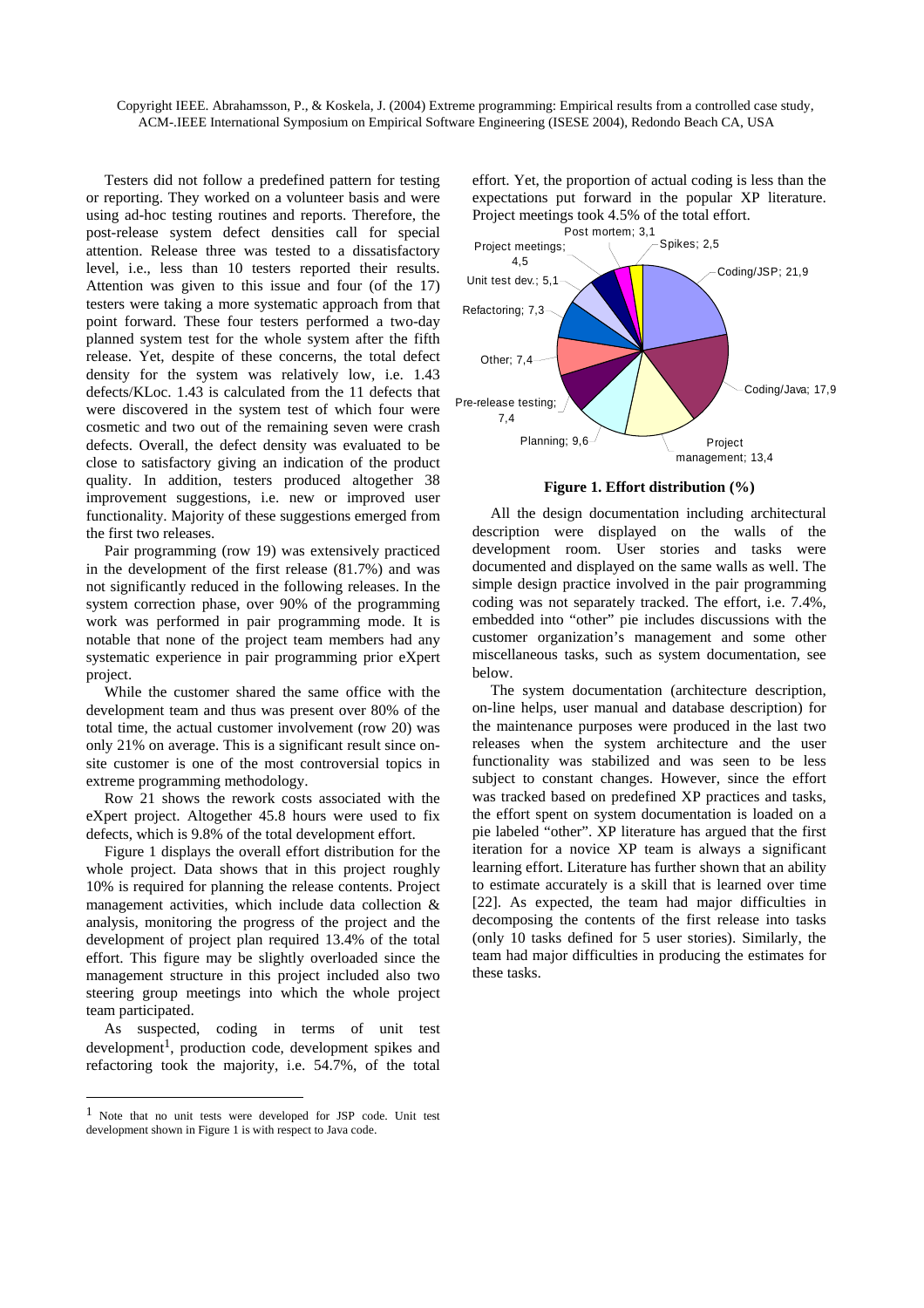Testers did not follow a predefined pattern for testing or reporting. They worked on a volunteer basis and were using ad-hoc testing routines and reports. Therefore, the post-release system defect densities call for special attention. Release three was tested to a dissatisfactory level, i.e., less than 10 testers reported their results. Attention was given to this issue and four (of the 17) testers were taking a more systematic approach from that point forward. These four testers performed a two-day planned system test for the whole system after the fifth release. Yet, despite of these concerns, the total defect density for the system was relatively low, i.e. 1.43 defects/KLoc. 1.43 is calculated from the 11 defects that were discovered in the system test of which four were cosmetic and two out of the remaining seven were crash defects. Overall, the defect density was evaluated to be close to satisfactory giving an indication of the product quality. In addition, testers produced altogether 38 improvement suggestions, i.e. new or improved user functionality. Majority of these suggestions emerged from the first two releases.

Pair programming (row 19) was extensively practiced in the development of the first release (81.7%) and was not significantly reduced in the following releases. In the system correction phase, over 90% of the programming work was performed in pair programming mode. It is notable that none of the project team members had any systematic experience in pair programming prior eXpert project.

While the customer shared the same office with the development team and thus was present over 80% of the total time, the actual customer involvement (row 20) was only 21% on average. This is a significant result since on-site customer is one of the most controversial topics in extreme programming methodology.

Row 21 shows the rework costs associated with the eXpert project. Altogether 45.8 hours were used to fix defects, which is 9.8% of the total development effort.

Figure 1 displays the overall effort distribution for the whole project. Data shows that in this project roughly 10% is required for planning the release contents. Project management activities, which include data collection & analysis, monitoring the progress of the project and the development of project plan required 13.4% of the total effort. This figure may be slightly overloaded since the management structure in this project included also two steering group meetings into which the whole project team participated.

As suspected, coding in terms of unit test development[1], production code, development spikes and refactoring took the majority, i.e. 54.7%, of the total effort. Yet, the proportion of actual coding is less than the expectations put forward in the popular XP literature. Project meetings took 4.5% of the total effort.

Post mortem; 3,1
Spikes; 2,5
Project meetings; 4,5
Coding/JSP; 21,9
Unit test dev.; 5,1
Refactoring; 7,3
Other; 7,4
Coding/Java; 17,9
Pre-release testing; 7,4
Planning; 9,6
Project management; 13,4

**Figure 1. Effort distribution (%)**

All the design documentation including architectural description were displayed on the walls of the development room. User stories and tasks were documented and displayed on the same walls as well. The simple design practice involved in the pair programming coding was not separately tracked. The effort, i.e. 7.4%, embedded into "other" pie includes discussions with the customer organization's management and some other miscellaneous tasks, such as system documentation, see below.

The system documentation (architecture description, on-line helps, user manual and database description) for the maintenance purposes were produced in the last two releases when the system architecture and the user functionality was stabilized and was seen to be less subject to constant changes. However, since the effort was tracked based on predefined XP practices and tasks, the effort spent on system documentation is loaded on a pie labeled "other". XP literature has argued that the first iteration for a novice XP team is always a significant learning effort. Literature has further shown that an ability to estimate accurately is a skill that is learned over time [22]. As expected, the team had major difficulties in decomposing the contents of the first release into tasks (only 10 tasks defined for 5 user stories). Similarly, the team had major difficulties in producing the estimates for these tasks.

[1] Note that no unit tests were developed for JSP code. Unit test development shown in Figure 1 is with respect to Java code.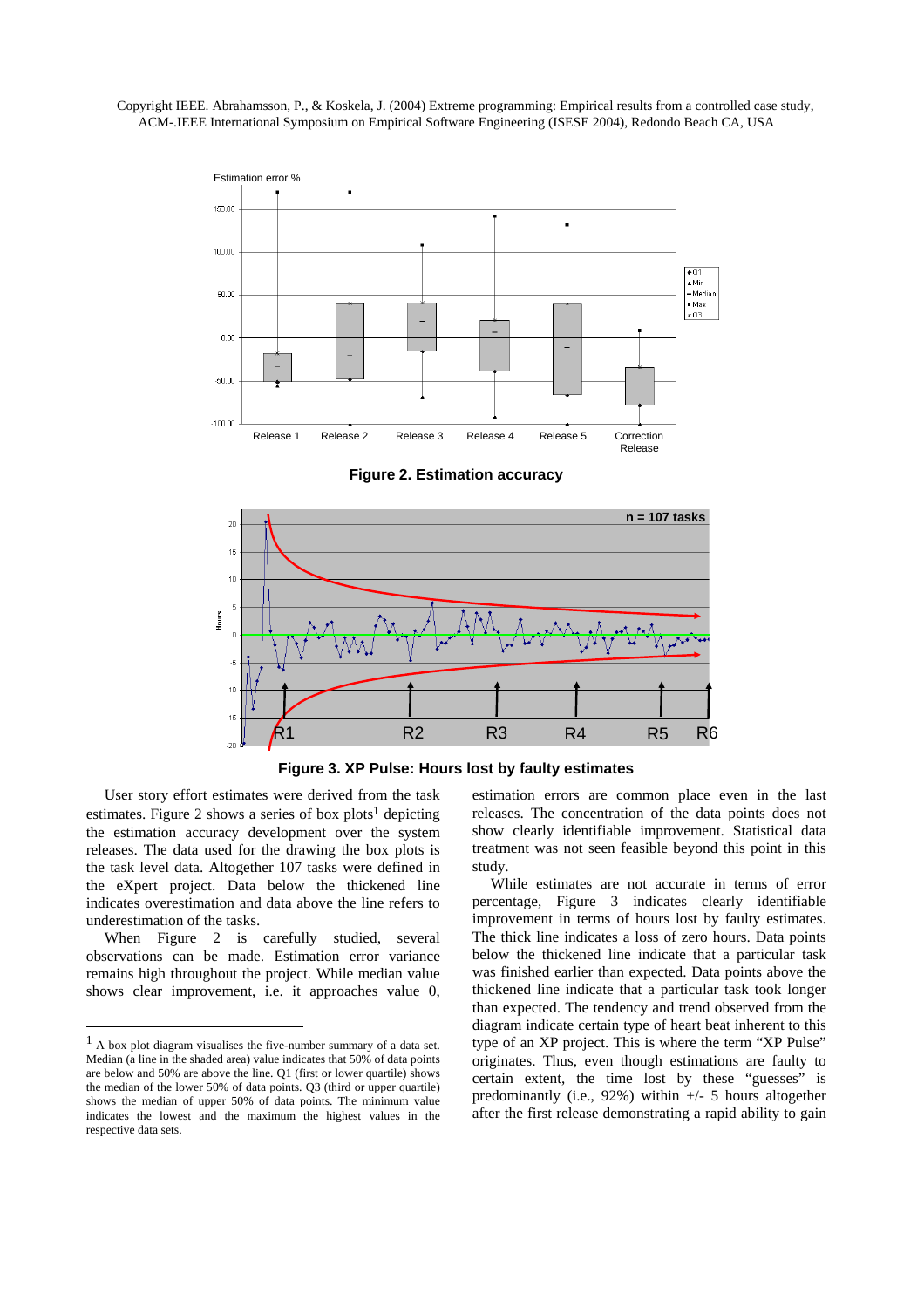Copyright IEEE. Abrahamsson, P., & Koskela, J. (2004) Extreme programming: Empirical results from a controlled case study, ACM-.IEEE International Symposium on Empirical Software Engineering (ISESE 2004), Redondo Beach CA, USA

**Figure 2. Estimation accuracy**

**Figure 3. XP Pulse: Hours lost by faulty estimates**

User story effort estimates were derived from the task estimates. Figure 2 shows a series of box plots[1] depicting the estimation accuracy development over the system releases. The data used for the drawing the box plots is the task level data. Altogether 107 tasks were defined in the eXpert project. Data below the thickened line indicates overestimation and data above the line refers to underestimation of the tasks.

When Figure 2 is carefully studied, several observations can be made. Estimation error variance remains high throughout the project. While median value shows clear improvement, i.e. it approaches value 0, estimation errors are common place even in the last releases. The concentration of the data points does not show clearly identifiable improvement. Statistical data treatment was not seen feasible beyond this point in this study.

While estimates are not accurate in terms of error percentage, Figure 3 indicates clearly identifiable improvement in terms of hours lost by faulty estimates. The thick line indicates a loss of zero hours. Data points below the thickened line indicate that a particular task was finished earlier than expected. Data points above the thickened line indicate that a particular task took longer than expected. The tendency and trend observed from the diagram indicate certain type of heart beat inherent to this type of an XP project. This is where the term "XP Pulse" originates. Thus, even though estimations are faulty to certain extent, the time lost by these "guesses" is predominantly (i.e., 92%) within +/- 5 hours altogether after the first release demonstrating a rapid ability to gain

[1] A box plot diagram visualises the five-number summary of a data set. Median (a line in the shaded area) value indicates that 50% of data points are below and 50% are above the line. Q1 (first or lower quartile) shows the median of the lower 50% of data points. Q3 (third or upper quartile) shows the median of upper 50% of data points. The minimum value indicates the lowest and the maximum the highest values in the respective data sets.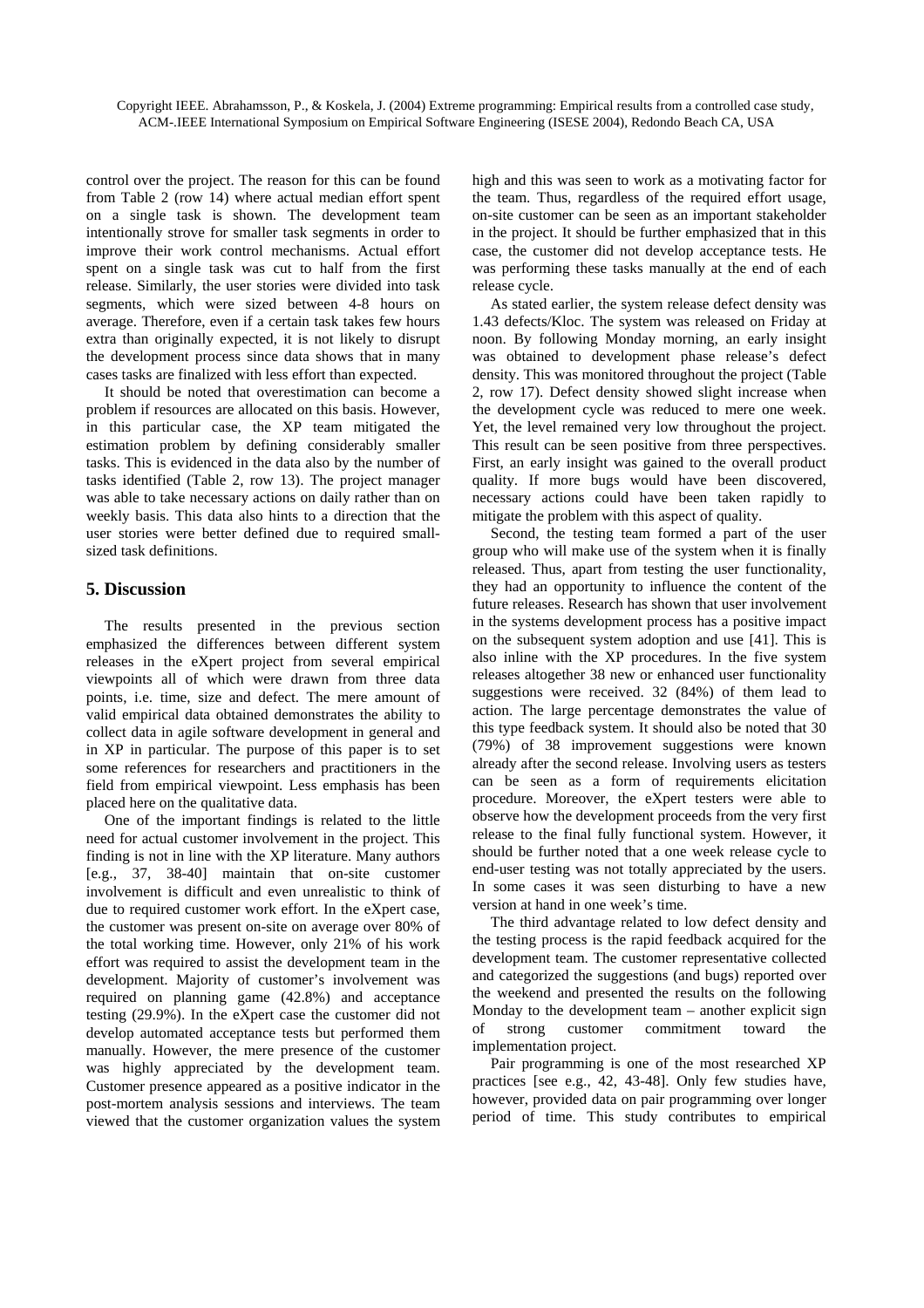control over the project. The reason for this can be found from Table 2 (row 14) where actual median effort spent on a single task is shown. The development team intentionally strove for smaller task segments in order to improve their work control mechanisms. Actual effort spent on a single task was cut to half from the first release. Similarly, the user stories were divided into task segments, which were sized between 4-8 hours on average. Therefore, even if a certain task takes few hours extra than originally expected, it is not likely to disrupt the development process since data shows that in many cases tasks are finalized with less effort than expected.

It should be noted that overestimation can become a problem if resources are allocated on this basis. However, in this particular case, the XP team mitigated the estimation problem by defining considerably smaller tasks. This is evidenced in the data also by the number of tasks identified (Table 2, row 13). The project manager was able to take necessary actions on daily rather than on weekly basis. This data also hints to a direction that the user stories were better defined due to required small-sized task definitions.

## 5. Discussion

The results presented in the previous section emphasized the differences between different system releases in the eXpert project from several empirical viewpoints all of which were drawn from three data points, i.e. time, size and defect. The mere amount of valid empirical data obtained demonstrates the ability to collect data in agile software development in general and in XP in particular. The purpose of this paper is to set some references for researchers and practitioners in the field from empirical viewpoint. Less emphasis has been placed here on the qualitative data.

One of the important findings is related to the little need for actual customer involvement in the project. This finding is not in line with the XP literature. Many authors [e.g., 37, 38-40] maintain that on-site customer involvement is difficult and even unrealistic to think of due to required customer work effort. In the eXpert case, the customer was present on-site on average over 80% of the total working time. However, only 21% of his work effort was required to assist the development team in the development. Majority of customer's involvement was required on planning game (42.8%) and acceptance testing (29.9%). In the eXpert case the customer did not develop automated acceptance tests but performed them manually. However, the mere presence of the customer was highly appreciated by the development team. Customer presence appeared as a positive indicator in the post-mortem analysis sessions and interviews. The team viewed that the customer organization values the system high and this was seen to work as a motivating factor for the team. Thus, regardless of the required effort usage, on-site customer can be seen as an important stakeholder in the project. It should be further emphasized that in this case, the customer did not develop acceptance tests. He was performing these tasks manually at the end of each release cycle.

As stated earlier, the system release defect density was 1.43 defects/Kloc. The system was released on Friday at noon. By following Monday morning, an early insight was obtained to development phase release's defect density. This was monitored throughout the project (Table 2, row 17). Defect density showed slight increase when the development cycle was reduced to mere one week. Yet, the level remained very low throughout the project. This result can be seen positive from three perspectives. First, an early insight was gained to the overall product quality. If more bugs would have been discovered, necessary actions could have been taken rapidly to mitigate the problem with this aspect of quality.

Second, the testing team formed a part of the user group who will make use of the system when it is finally released. Thus, apart from testing the user functionality, they had an opportunity to influence the content of the future releases. Research has shown that user involvement in the systems development process has a positive impact on the subsequent system adoption and use [41]. This is also inline with the XP procedures. In the five system releases altogether 38 new or enhanced user functionality suggestions were received. 32 (84%) of them lead to action. The large percentage demonstrates the value of this type feedback system. It should also be noted that 30 (79%) of 38 improvement suggestions were known already after the second release. Involving users as testers can be seen as a form of requirements elicitation procedure. Moreover, the eXpert testers were able to observe how the development proceeds from the very first release to the final fully functional system. However, it should be further noted that a one week release cycle to end-user testing was not totally appreciated by the users. In some cases it was seen disturbing to have a new version at hand in one week's time.

The third advantage related to low defect density and the testing process is the rapid feedback acquired for the development team. The customer representative collected and categorized the suggestions (and bugs) reported over the weekend and presented the results on the following Monday to the development team – another explicit sign of strong customer commitment toward the implementation project.

Pair programming is one of the most researched XP practices [see e.g., 42, 43-48]. Only few studies have, however, provided data on pair programming over longer period of time. This study contributes to empirical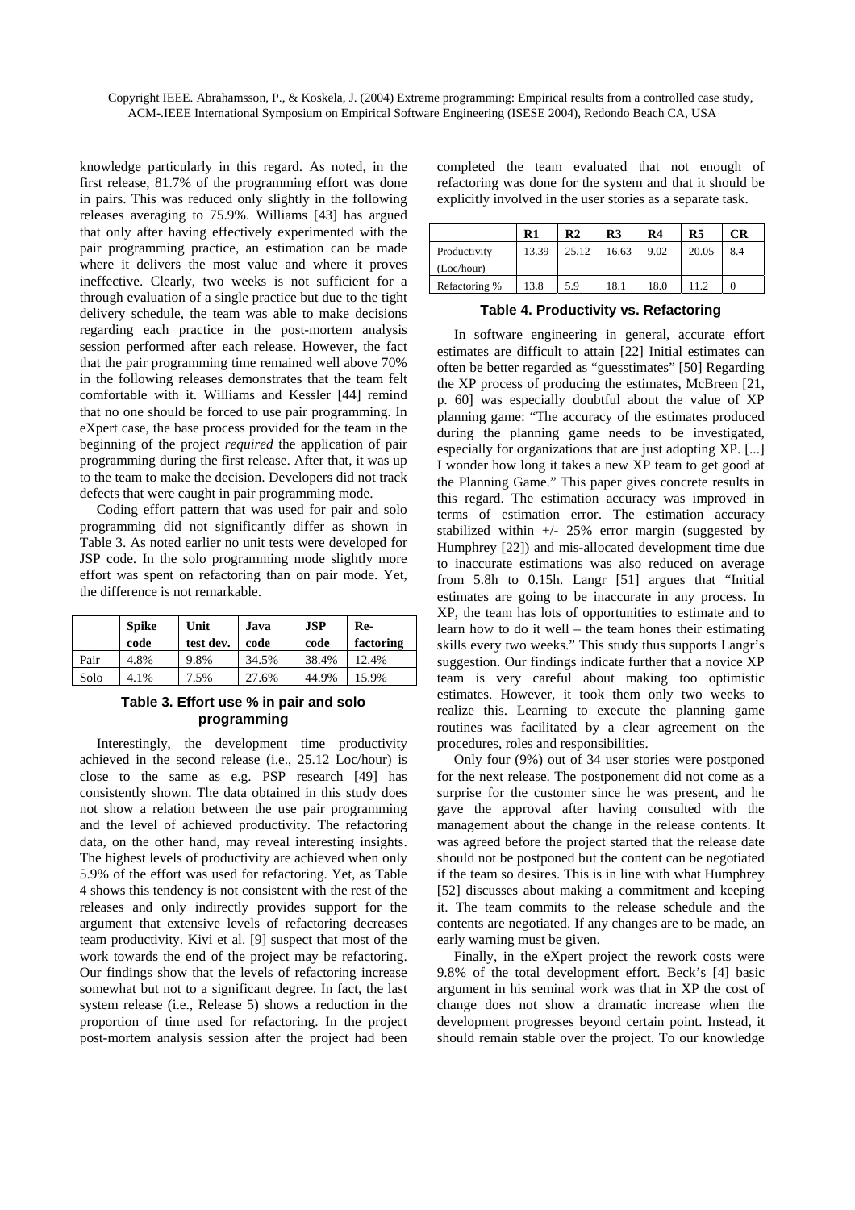knowledge particularly in this regard. As noted, in the first release, 81.7% of the programming effort was done in pairs. This was reduced only slightly in the following releases averaging to 75.9%. Williams [43] has argued that only after having effectively experimented with the pair programming practice, an estimation can be made where it delivers the most value and where it proves ineffective. Clearly, two weeks is not sufficient for a through evaluation of a single practice but due to the tight delivery schedule, the team was able to make decisions regarding each practice in the post-mortem analysis session performed after each release. However, the fact that the pair programming time remained well above 70% in the following releases demonstrates that the team felt comfortable with it. Williams and Kessler [44] remind that no one should be forced to use pair programming. In eXpert case, the base process provided for the team in the beginning of the project *required* the application of pair programming during the first release. After that, it was up to the team to make the decision. Developers did not track defects that were caught in pair programming mode.

Coding effort pattern that was used for pair and solo programming did not significantly differ as shown in Table 3. As noted earlier no unit tests were developed for JSP code. In the solo programming mode slightly more effort was spent on refactoring than on pair mode. Yet, the difference is not remarkable.

| | Spike code | Unit test dev. | Java code | JSP code | Re-factoring |
|---|---|---|---|---|---|
| Pair | 4.8% | 9.8% | 34.5% | 38.4% | 12.4% |
| Solo | 4.1% | 7.5% | 27.6% | 44.9% | 15.9% |

**Table 3. Effort use % in pair and solo programming**

Interestingly, the development time productivity achieved in the second release (i.e., 25.12 Loc/hour) is close to the same as e.g. PSP research [49] has consistently shown. The data obtained in this study does not show a relation between the use pair programming and the level of achieved productivity. The refactoring data, on the other hand, may reveal interesting insights. The highest levels of productivity are achieved when only 5.9% of the effort was used for refactoring. Yet, as Table 4 shows this tendency is not consistent with the rest of the releases and only indirectly provides support for the argument that extensive levels of refactoring decreases team productivity. Kivi et al. [9] suspect that most of the work towards the end of the project may be refactoring. Our findings show that the levels of refactoring increase somewhat but not to a significant degree. In fact, the last system release (i.e., Release 5) shows a reduction in the proportion of time used for refactoring. In the project post-mortem analysis session after the project had been completed the team evaluated that not enough of refactoring was done for the system and that it should be explicitly involved in the user stories as a separate task.

| | R1 | R2 | R3 | R4 | R5 | CR |
|---|---|---|---|---|---|---|
| Productivity (Loc/hour) | 13.39 | 25.12 | 16.63 | 9.02 | 20.05 | 8.4 |
| Refactoring % | 13.8 | 5.9 | 18.1 | 18.0 | 11.2 | 0 |

**Table 4. Productivity vs. Refactoring**

In software engineering in general, accurate effort estimates are difficult to attain [22] Initial estimates can often be better regarded as "guesstimates" [50] Regarding the XP process of producing the estimates, McBreen [21, p. 60] was especially doubtful about the value of XP planning game: "The accuracy of the estimates produced during the planning game needs to be investigated, especially for organizations that are just adopting XP. [...] I wonder how long it takes a new XP team to get good at the Planning Game." This paper gives concrete results in this regard. The estimation accuracy was improved in terms of estimation error. The estimation accuracy stabilized within +/- 25% error margin (suggested by Humphrey [22]) and mis-allocated development time due to inaccurate estimations was also reduced on average from 5.8h to 0.15h. Langr [51] argues that "Initial estimates are going to be inaccurate in any process. In XP, the team has lots of opportunities to estimate and to learn how to do it well – the team hones their estimating skills every two weeks." This study thus supports Langr's suggestion. Our findings indicate further that a novice XP team is very careful about making too optimistic estimates. However, it took them only two weeks to realize this. Learning to execute the planning game routines was facilitated by a clear agreement on the procedures, roles and responsibilities.

Only four (9%) out of 34 user stories were postponed for the next release. The postponement did not come as a surprise for the customer since he was present, and he gave the approval after having consulted with the management about the change in the release contents. It was agreed before the project started that the release date should not be postponed but the content can be negotiated if the team so desires. This is in line with what Humphrey [52] discusses about making a commitment and keeping it. The team commits to the release schedule and the contents are negotiated. If any changes are to be made, an early warning must be given.

Finally, in the eXpert project the rework costs were 9.8% of the total development effort. Beck's [4] basic argument in his seminal work was that in XP the cost of change does not show a dramatic increase when the development progresses beyond certain point. Instead, it should remain stable over the project. To our knowledge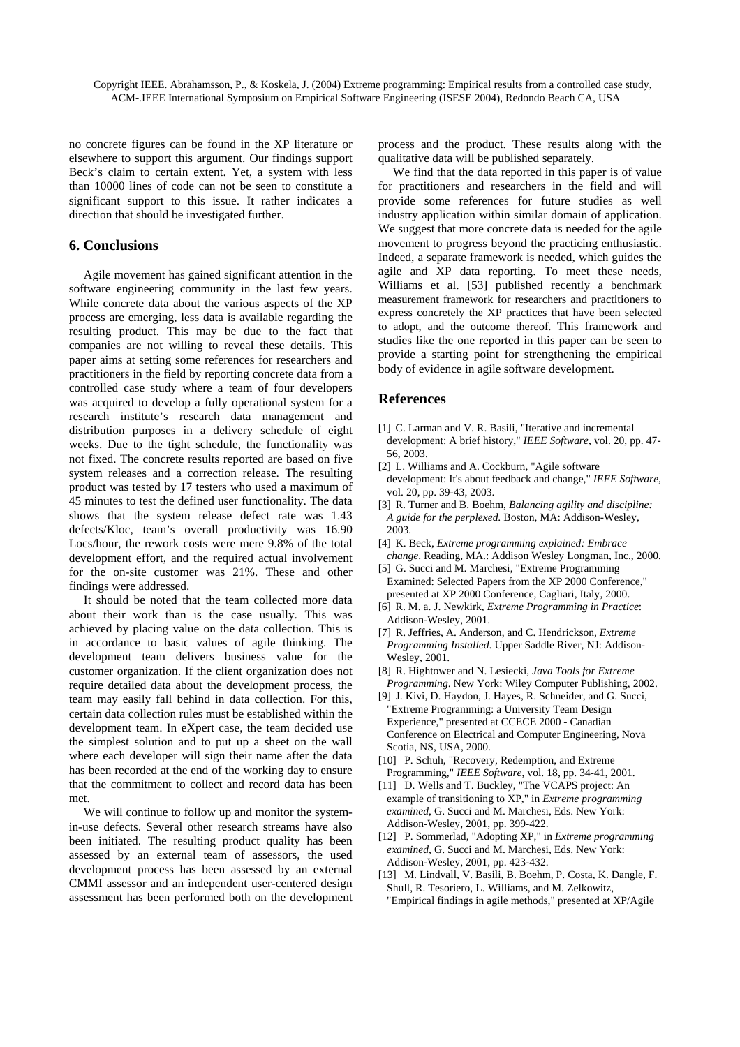no concrete figures can be found in the XP literature or elsewhere to support this argument. Our findings support Beck's claim to certain extent. Yet, a system with less than 10000 lines of code can not be seen to constitute a significant support to this issue. It rather indicates a direction that should be investigated further.

## 6. Conclusions

Agile movement has gained significant attention in the software engineering community in the last few years. While concrete data about the various aspects of the XP process are emerging, less data is available regarding the resulting product. This may be due to the fact that companies are not willing to reveal these details. This paper aims at setting some references for researchers and practitioners in the field by reporting concrete data from a controlled case study where a team of four developers was acquired to develop a fully operational system for a research institute's research data management and distribution purposes in a delivery schedule of eight weeks. Due to the tight schedule, the functionality was not fixed. The concrete results reported are based on five system releases and a correction release. The resulting product was tested by 17 testers who used a maximum of 45 minutes to test the defined user functionality. The data shows that the system release defect rate was 1.43 defects/Kloc, team's overall productivity was 16.90 Locs/hour, the rework costs were mere 9.8% of the total development effort, and the required actual involvement for the on-site customer was 21%. These and other findings were addressed.

It should be noted that the team collected more data about their work than is the case usually. This was achieved by placing value on the data collection. This is in accordance to basic values of agile thinking. The development team delivers business value for the customer organization. If the client organization does not require detailed data about the development process, the team may easily fall behind in data collection. For this, certain data collection rules must be established within the development team. In eXpert case, the team decided use the simplest solution and to put up a sheet on the wall where each developer will sign their name after the data has been recorded at the end of the working day to ensure that the commitment to collect and record data has been met.

We will continue to follow up and monitor the system-in-use defects. Several other research streams have also been initiated. The resulting product quality has been assessed by an external team of assessors, the used development process has been assessed by an external CMMI assessor and an independent user-centered design assessment has been performed both on the development process and the product. These results along with the qualitative data will be published separately.

We find that the data reported in this paper is of value for practitioners and researchers in the field and will provide some references for future studies as well industry application within similar domain of application. We suggest that more concrete data is needed for the agile movement to progress beyond the practicing enthusiastic. Indeed, a separate framework is needed, which guides the agile and XP data reporting. To meet these needs, Williams et al. [53] published recently a benchmark measurement framework for researchers and practitioners to express concretely the XP practices that have been selected to adopt, and the outcome thereof. This framework and studies like the one reported in this paper can be seen to provide a starting point for strengthening the empirical body of evidence in agile software development.

## References

[1] C. Larman and V. R. Basili, "Iterative and incremental development: A brief history," *IEEE Software*, vol. 20, pp. 47-56, 2003.

[2] L. Williams and A. Cockburn, "Agile software development: It's about feedback and change," *IEEE Software*, vol. 20, pp. 39-43, 2003.

[3] R. Turner and B. Boehm, *Balancing agility and discipline: A guide for the perplexed*. Boston, MA: Addison-Wesley, 2003.

[4] K. Beck, *Extreme programming explained: Embrace change*. Reading, MA.: Addison Wesley Longman, Inc., 2000.

[5] G. Succi and M. Marchesi, "Extreme Programming Examined: Selected Papers from the XP 2000 Conference," presented at XP 2000 Conference, Cagliari, Italy, 2000.

[6] R. M. a. J. Newkirk, *Extreme Programming in Practice*: Addison-Wesley, 2001.

[7] R. Jeffries, A. Anderson, and C. Hendrickson, *Extreme Programming Installed*. Upper Saddle River, NJ: Addison-Wesley, 2001.

[8] R. Hightower and N. Lesiecki, *Java Tools for Extreme Programming*. New York: Wiley Computer Publishing, 2002.

[9] J. Kivi, D. Haydon, J. Hayes, R. Schneider, and G. Succi, "Extreme Programming: a University Team Design Experience," presented at CCECE 2000 - Canadian Conference on Electrical and Computer Engineering, Nova Scotia, NS, USA, 2000.

[10] P. Schuh, "Recovery, Redemption, and Extreme Programming," *IEEE Software*, vol. 18, pp. 34-41, 2001.

[11] D. Wells and T. Buckley, "The VCAPS project: An example of transitioning to XP," in *Extreme programming examined*, G. Succi and M. Marchesi, Eds. New York: Addison-Wesley, 2001, pp. 399-422.

[12] P. Sommerlad, "Adopting XP," in *Extreme programming examined*, G. Succi and M. Marchesi, Eds. New York: Addison-Wesley, 2001, pp. 423-432.

[13] M. Lindvall, V. Basili, B. Boehm, P. Costa, K. Dangle, F. Shull, R. Tesoriero, L. Williams, and M. Zelkowitz, "Empirical findings in agile methods," presented at XP/Agile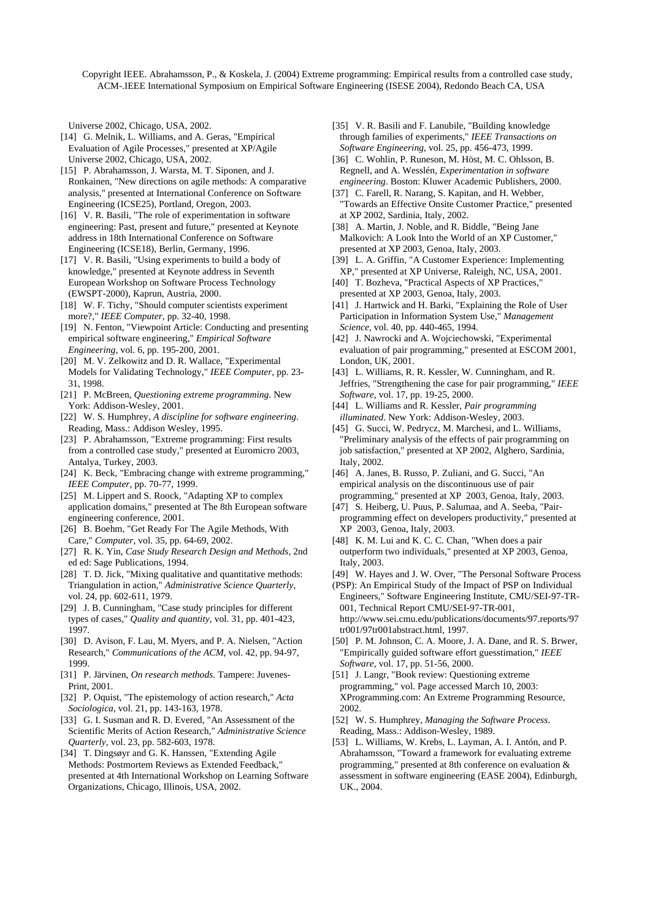Universe 2002, Chicago, USA, 2002.

[14] G. Melnik, L. Williams, and A. Geras, "Empirical Evaluation of Agile Processes," presented at XP/Agile Universe 2002, Chicago, USA, 2002.

[15] P. Abrahamsson, J. Warsta, M. T. Siponen, and J. Ronkainen, "New directions on agile methods: A comparative analysis," presented at International Conference on Software Engineering (ICSE25), Portland, Oregon, 2003.

[16] V. R. Basili, "The role of experimentation in software engineering: Past, present and future," presented at Keynote address in 18th International Conference on Software Engineering (ICSE18), Berlin, Germany, 1996.

[17] V. R. Basili, "Using experiments to build a body of knowledge," presented at Keynote address in Seventh European Workshop on Software Process Technology (EWSPT-2000), Kaprun, Austria, 2000.

[18] W. F. Tichy, "Should computer scientists experiment more?," *IEEE Computer*, pp. 32-40, 1998.

[19] N. Fenton, "Viewpoint Article: Conducting and presenting empirical software engineering," *Empirical Software Engineering*, vol. 6, pp. 195-200, 2001.

[20] M. V. Zelkowitz and D. R. Wallace, "Experimental Models for Validating Technology," *IEEE Computer*, pp. 23-31, 1998.

[21] P. McBreen, *Questioning extreme programming*. New York: Addison-Wesley, 2001.

[22] W. S. Humphrey, *A discipline for software engineering*. Reading, Mass.: Addison Wesley, 1995.

[23] P. Abrahamsson, "Extreme programming: First results from a controlled case study," presented at Euromicro 2003, Antalya, Turkey, 2003.

[24] K. Beck, "Embracing change with extreme programming," *IEEE Computer*, pp. 70-77, 1999.

[25] M. Lippert and S. Roock, "Adapting XP to complex application domains," presented at The 8th European software engineering conference, 2001.

[26] B. Boehm, "Get Ready For The Agile Methods, With Care," *Computer*, vol. 35, pp. 64-69, 2002.

[27] R. K. Yin, *Case Study Research Design and Methods*, 2nd ed ed: Sage Publications, 1994.

[28] T. D. Jick, "Mixing qualitative and quantitative methods: Triangulation in action," *Administrative Science Quarterly*, vol. 24, pp. 602-611, 1979.

[29] J. B. Cunningham, "Case study principles for different types of cases," *Quality and quantity*, vol. 31, pp. 401-423, 1997.

[30] D. Avison, F. Lau, M. Myers, and P. A. Nielsen, "Action Research," *Communications of the ACM*, vol. 42, pp. 94-97, 1999.

[31] P. Järvinen, *On research methods*. Tampere: Juvenes-Print, 2001.

[32] P. Oquist, "The epistemology of action research," *Acta Sociologica*, vol. 21, pp. 143-163, 1978.

[33] G. I. Susman and R. D. Evered, "An Assessment of the Scientific Merits of Action Research," *Administrative Science Quarterly*, vol. 23, pp. 582-603, 1978.

[34] T. Dingsøyr and G. K. Hanssen, "Extending Agile Methods: Postmortem Reviews as Extended Feedback," presented at 4th International Workshop on Learning Software Organizations, Chicago, Illinois, USA, 2002.

[35] V. R. Basili and F. Lanubile, "Building knowledge through families of experiments," *IEEE Transactions on Software Engineering*, vol. 25, pp. 456-473, 1999.

[36] C. Wohlin, P. Runeson, M. Höst, M. C. Ohlsson, B. Regnell, and A. Wesslén, *Experimentation in software engineering*. Boston: Kluwer Academic Publishers, 2000.

[37] C. Farell, R. Narang, S. Kapitan, and H. Webber, "Towards an Effective Onsite Customer Practice," presented at XP 2002, Sardinia, Italy, 2002.

[38] A. Martin, J. Noble, and R. Biddle, "Being Jane Malkovich: A Look Into the World of an XP Customer," presented at XP 2003, Genoa, Italy, 2003.

[39] L. A. Griffin, "A Customer Experience: Implementing XP," presented at XP Universe, Raleigh, NC, USA, 2001.

[40] T. Bozheva, "Practical Aspects of XP Practices," presented at XP 2003, Genoa, Italy, 2003.

[41] J. Hartwick and H. Barki, "Explaining the Role of User Participation in Information System Use," *Management Science*, vol. 40, pp. 440-465, 1994.

[42] J. Nawrocki and A. Wojciechowski, "Experimental evaluation of pair programming," presented at ESCOM 2001, London, UK, 2001.

[43] L. Williams, R. R. Kessler, W. Cunningham, and R. Jeffries, "Strengthening the case for pair programming," *IEEE Software*, vol. 17, pp. 19-25, 2000.

[44] L. Williams and R. Kessler, *Pair programming illuminated*. New York: Addison-Wesley, 2003.

[45] G. Succi, W. Pedrycz, M. Marchesi, and L. Williams, "Preliminary analysis of the effects of pair programming on job satisfaction," presented at XP 2002, Alghero, Sardinia, Italy, 2002.

[46] A. Janes, B. Russo, P. Zuliani, and G. Succi, "An empirical analysis on the discontinuous use of pair programming," presented at XP 2003, Genoa, Italy, 2003.

[47] S. Heiberg, U. Puus, P. Salumaa, and A. Seeba, "Pair-programming effect on developers productivity," presented at XP 2003, Genoa, Italy, 2003.

[48] K. M. Lui and K. C. C. Chan, "When does a pair outperform two individuals," presented at XP 2003, Genoa, Italy, 2003.

[49] W. Hayes and J. W. Over, "The Personal Software Process (PSP): An Empirical Study of the Impact of PSP on Individual Engineers," Software Engineering Institute, CMU/SEI-97-TR-001, Technical Report CMU/SEI-97-TR-001, http://www.sei.cmu.edu/publications/documents/97.reports/97tr001/97tr001abstract.html, 1997.

[50] P. M. Johnson, C. A. Moore, J. A. Dane, and R. S. Brwer, "Empirically guided software effort guesstimation," *IEEE Software*, vol. 17, pp. 51-56, 2000.

[51] J. Langr, "Book review: Questioning extreme programming," vol. Page accessed March 10, 2003: XProgramming.com: An Extreme Programming Resource, 2002.

[52] W. S. Humphrey, *Managing the Software Process*. Reading, Mass.: Addison-Wesley, 1989.

[53] L. Williams, W. Krebs, L. Layman, A. I. Antón, and P. Abrahamsson, "Toward a framework for evaluating extreme programming," presented at 8th conference on evaluation & assessment in software engineering (EASE 2004), Edinburgh, UK., 2004.